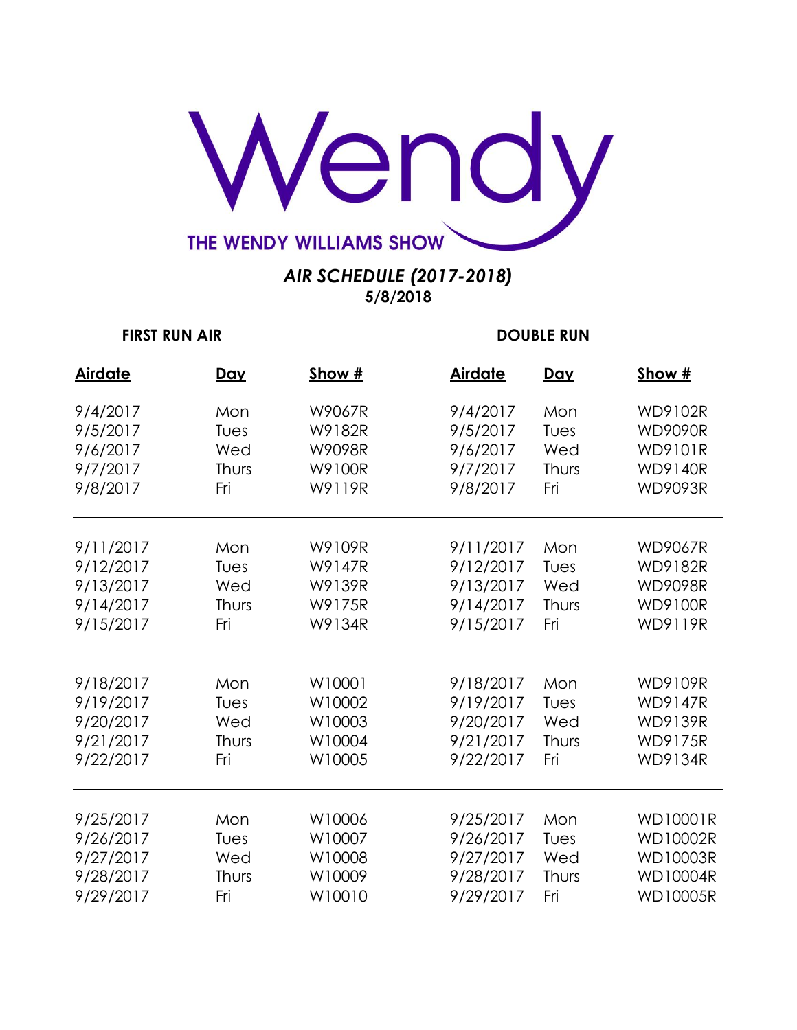# Wendy

THE WENDY WILLIAMS SHOW

***AIR SCHEDULE (2017-2018)***
**5/8/2018**

| **FIRST RUN AIR** | | | **DOUBLE RUN** | | |
|---|---|---|---|---|---|
| **Airdate** | **Day** | **Show #** | **Airdate** | **Day** | **Show #** |
| 9/4/2017 | Mon | W9067R | 9/4/2017 | Mon | WD9102R |
| 9/5/2017 | Tues | W9182R | 9/5/2017 | Tues | WD9090R |
| 9/6/2017 | Wed | W9098R | 9/6/2017 | Wed | WD9101R |
| 9/7/2017 | Thurs | W9100R | 9/7/2017 | Thurs | WD9140R |
| 9/8/2017 | Fri | W9119R | 9/8/2017 | Fri | WD9093R |
| 9/11/2017 | Mon | W9109R | 9/11/2017 | Mon | WD9067R |
| 9/12/2017 | Tues | W9147R | 9/12/2017 | Tues | WD9182R |
| 9/13/2017 | Wed | W9139R | 9/13/2017 | Wed | WD9098R |
| 9/14/2017 | Thurs | W9175R | 9/14/2017 | Thurs | WD9100R |
| 9/15/2017 | Fri | W9134R | 9/15/2017 | Fri | WD9119R |
| 9/18/2017 | Mon | W10001 | 9/18/2017 | Mon | WD9109R |
| 9/19/2017 | Tues | W10002 | 9/19/2017 | Tues | WD9147R |
| 9/20/2017 | Wed | W10003 | 9/20/2017 | Wed | WD9139R |
| 9/21/2017 | Thurs | W10004 | 9/21/2017 | Thurs | WD9175R |
| 9/22/2017 | Fri | W10005 | 9/22/2017 | Fri | WD9134R |
| 9/25/2017 | Mon | W10006 | 9/25/2017 | Mon | WD10001R |
| 9/26/2017 | Tues | W10007 | 9/26/2017 | Tues | WD10002R |
| 9/27/2017 | Wed | W10008 | 9/27/2017 | Wed | WD10003R |
| 9/28/2017 | Thurs | W10009 | 9/28/2017 | Thurs | WD10004R |
| 9/29/2017 | Fri | W10010 | 9/29/2017 | Fri | WD10005R |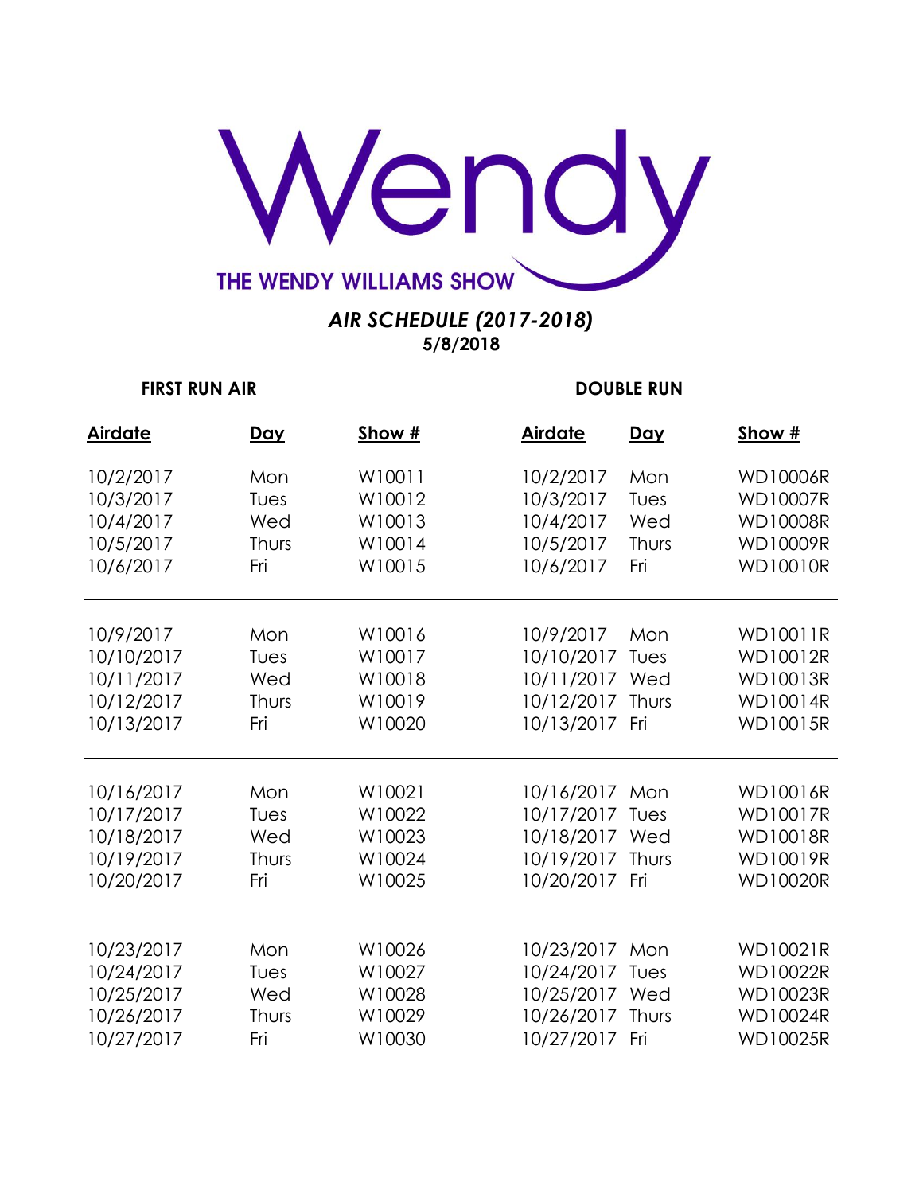# Wendy

THE WENDY WILLIAMS SHOW

***AIR SCHEDULE (2017-2018)***
**5/8/2018**

| FIRST RUN AIR | | | DOUBLE RUN | | |
|---|---|---|---|---|---|
| **Airdate** | **Day** | **Show #** | **Airdate** | **Day** | **Show #** |
| 10/2/2017 | Mon | W10011 | 10/2/2017 | Mon | WD10006R |
| 10/3/2017 | Tues | W10012 | 10/3/2017 | Tues | WD10007R |
| 10/4/2017 | Wed | W10013 | 10/4/2017 | Wed | WD10008R |
| 10/5/2017 | Thurs | W10014 | 10/5/2017 | Thurs | WD10009R |
| 10/6/2017 | Fri | W10015 | 10/6/2017 | Fri | WD10010R |
| 10/9/2017 | Mon | W10016 | 10/9/2017 | Mon | WD10011R |
| 10/10/2017 | Tues | W10017 | 10/10/2017 | Tues | WD10012R |
| 10/11/2017 | Wed | W10018 | 10/11/2017 | Wed | WD10013R |
| 10/12/2017 | Thurs | W10019 | 10/12/2017 | Thurs | WD10014R |
| 10/13/2017 | Fri | W10020 | 10/13/2017 | Fri | WD10015R |
| 10/16/2017 | Mon | W10021 | 10/16/2017 | Mon | WD10016R |
| 10/17/2017 | Tues | W10022 | 10/17/2017 | Tues | WD10017R |
| 10/18/2017 | Wed | W10023 | 10/18/2017 | Wed | WD10018R |
| 10/19/2017 | Thurs | W10024 | 10/19/2017 | Thurs | WD10019R |
| 10/20/2017 | Fri | W10025 | 10/20/2017 | Fri | WD10020R |
| 10/23/2017 | Mon | W10026 | 10/23/2017 | Mon | WD10021R |
| 10/24/2017 | Tues | W10027 | 10/24/2017 | Tues | WD10022R |
| 10/25/2017 | Wed | W10028 | 10/25/2017 | Wed | WD10023R |
| 10/26/2017 | Thurs | W10029 | 10/26/2017 | Thurs | WD10024R |
| 10/27/2017 | Fri | W10030 | 10/27/2017 | Fri | WD10025R |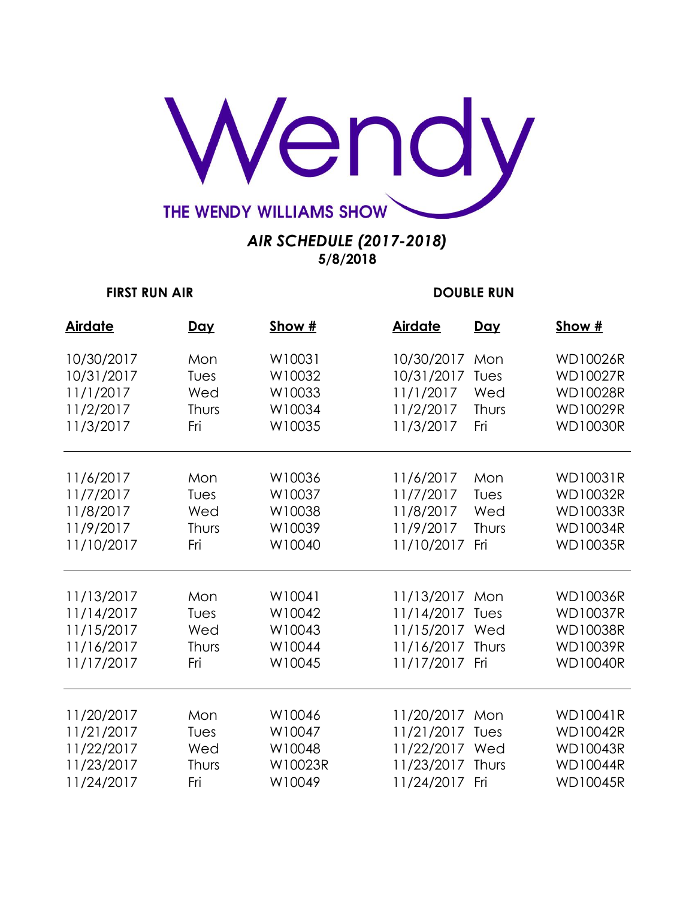# Wendy

## THE WENDY WILLIAMS SHOW

***AIR SCHEDULE (2017-2018)***
**5/8/2018**

| **FIRST RUN AIR** | | | **DOUBLE RUN** | | |
|---|---|---|---|---|---|
| **Airdate** | **Day** | **Show #** | **Airdate** | **Day** | **Show #** |
| 10/30/2017 | Mon | W10031 | 10/30/2017 | Mon | WD10026R |
| 10/31/2017 | Tues | W10032 | 10/31/2017 | Tues | WD10027R |
| 11/1/2017 | Wed | W10033 | 11/1/2017 | Wed | WD10028R |
| 11/2/2017 | Thurs | W10034 | 11/2/2017 | Thurs | WD10029R |
| 11/3/2017 | Fri | W10035 | 11/3/2017 | Fri | WD10030R |
| 11/6/2017 | Mon | W10036 | 11/6/2017 | Mon | WD10031R |
| 11/7/2017 | Tues | W10037 | 11/7/2017 | Tues | WD10032R |
| 11/8/2017 | Wed | W10038 | 11/8/2017 | Wed | WD10033R |
| 11/9/2017 | Thurs | W10039 | 11/9/2017 | Thurs | WD10034R |
| 11/10/2017 | Fri | W10040 | 11/10/2017 | Fri | WD10035R |
| 11/13/2017 | Mon | W10041 | 11/13/2017 | Mon | WD10036R |
| 11/14/2017 | Tues | W10042 | 11/14/2017 | Tues | WD10037R |
| 11/15/2017 | Wed | W10043 | 11/15/2017 | Wed | WD10038R |
| 11/16/2017 | Thurs | W10044 | 11/16/2017 | Thurs | WD10039R |
| 11/17/2017 | Fri | W10045 | 11/17/2017 | Fri | WD10040R |
| 11/20/2017 | Mon | W10046 | 11/20/2017 | Mon | WD10041R |
| 11/21/2017 | Tues | W10047 | 11/21/2017 | Tues | WD10042R |
| 11/22/2017 | Wed | W10048 | 11/22/2017 | Wed | WD10043R |
| 11/23/2017 | Thurs | W10023R | 11/23/2017 | Thurs | WD10044R |
| 11/24/2017 | Fri | W10049 | 11/24/2017 | Fri | WD10045R |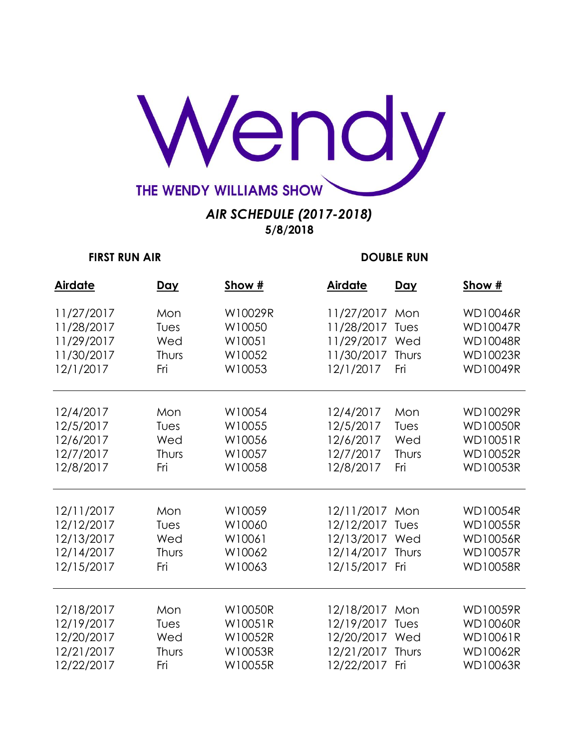# Wendy

THE WENDY WILLIAMS SHOW

***AIR SCHEDULE (2017-2018)***

**5/8/2018**

| **FIRST RUN AIR** | | | **DOUBLE RUN** | | |
|---|---|---|---|---|---|
| **Airdate** | **Day** | **Show #** | **Airdate** | **Day** | **Show #** |
| 11/27/2017 | Mon | W10029R | 11/27/2017 | Mon | WD10046R |
| 11/28/2017 | Tues | W10050 | 11/28/2017 | Tues | WD10047R |
| 11/29/2017 | Wed | W10051 | 11/29/2017 | Wed | WD10048R |
| 11/30/2017 | Thurs | W10052 | 11/30/2017 | Thurs | WD10023R |
| 12/1/2017 | Fri | W10053 | 12/1/2017 | Fri | WD10049R |
| 12/4/2017 | Mon | W10054 | 12/4/2017 | Mon | WD10029R |
| 12/5/2017 | Tues | W10055 | 12/5/2017 | Tues | WD10050R |
| 12/6/2017 | Wed | W10056 | 12/6/2017 | Wed | WD10051R |
| 12/7/2017 | Thurs | W10057 | 12/7/2017 | Thurs | WD10052R |
| 12/8/2017 | Fri | W10058 | 12/8/2017 | Fri | WD10053R |
| 12/11/2017 | Mon | W10059 | 12/11/2017 | Mon | WD10054R |
| 12/12/2017 | Tues | W10060 | 12/12/2017 | Tues | WD10055R |
| 12/13/2017 | Wed | W10061 | 12/13/2017 | Wed | WD10056R |
| 12/14/2017 | Thurs | W10062 | 12/14/2017 | Thurs | WD10057R |
| 12/15/2017 | Fri | W10063 | 12/15/2017 | Fri | WD10058R |
| 12/18/2017 | Mon | W10050R | 12/18/2017 | Mon | WD10059R |
| 12/19/2017 | Tues | W10051R | 12/19/2017 | Tues | WD10060R |
| 12/20/2017 | Wed | W10052R | 12/20/2017 | Wed | WD10061R |
| 12/21/2017 | Thurs | W10053R | 12/21/2017 | Thurs | WD10062R |
| 12/22/2017 | Fri | W10055R | 12/22/2017 | Fri | WD10063R |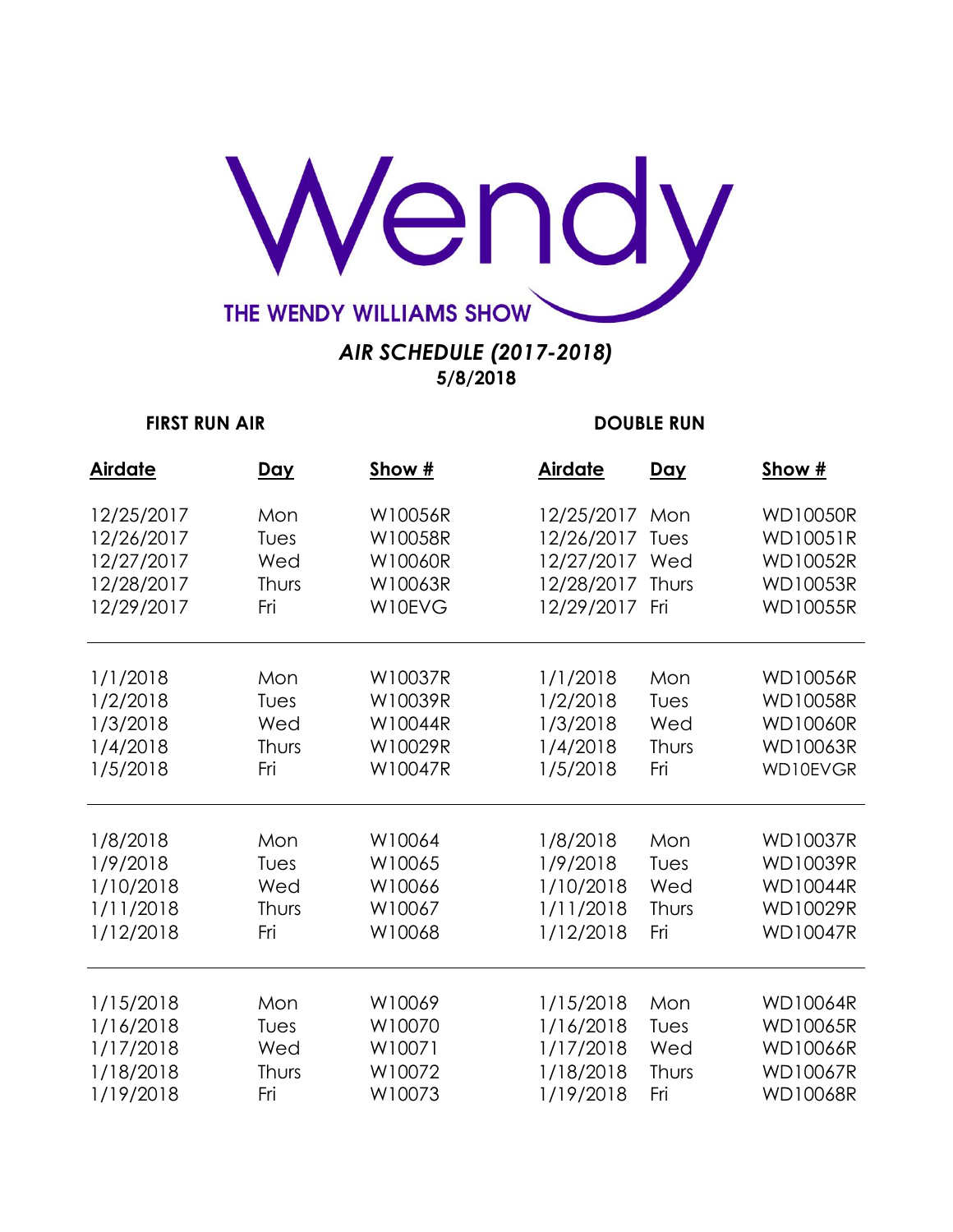# Wendy

THE WENDY WILLIAMS SHOW

***AIR SCHEDULE (2017-2018)***
**5/8/2018**

| FIRST RUN AIR | | | DOUBLE RUN | | |
|---|---|---|---|---|---|
| **Airdate** | **Day** | **Show #** | **Airdate** | **Day** | **Show #** |
| 12/25/2017 | Mon | W10056R | 12/25/2017 | Mon | WD10050R |
| 12/26/2017 | Tues | W10058R | 12/26/2017 | Tues | WD10051R |
| 12/27/2017 | Wed | W10060R | 12/27/2017 | Wed | WD10052R |
| 12/28/2017 | Thurs | W10063R | 12/28/2017 | Thurs | WD10053R |
| 12/29/2017 | Fri | W10EVG | 12/29/2017 | Fri | WD10055R |
| 1/1/2018 | Mon | W10037R | 1/1/2018 | Mon | WD10056R |
| 1/2/2018 | Tues | W10039R | 1/2/2018 | Tues | WD10058R |
| 1/3/2018 | Wed | W10044R | 1/3/2018 | Wed | WD10060R |
| 1/4/2018 | Thurs | W10029R | 1/4/2018 | Thurs | WD10063R |
| 1/5/2018 | Fri | W10047R | 1/5/2018 | Fri | WD10EVGR |
| 1/8/2018 | Mon | W10064 | 1/8/2018 | Mon | WD10037R |
| 1/9/2018 | Tues | W10065 | 1/9/2018 | Tues | WD10039R |
| 1/10/2018 | Wed | W10066 | 1/10/2018 | Wed | WD10044R |
| 1/11/2018 | Thurs | W10067 | 1/11/2018 | Thurs | WD10029R |
| 1/12/2018 | Fri | W10068 | 1/12/2018 | Fri | WD10047R |
| 1/15/2018 | Mon | W10069 | 1/15/2018 | Mon | WD10064R |
| 1/16/2018 | Tues | W10070 | 1/16/2018 | Tues | WD10065R |
| 1/17/2018 | Wed | W10071 | 1/17/2018 | Wed | WD10066R |
| 1/18/2018 | Thurs | W10072 | 1/18/2018 | Thurs | WD10067R |
| 1/19/2018 | Fri | W10073 | 1/19/2018 | Fri | WD10068R |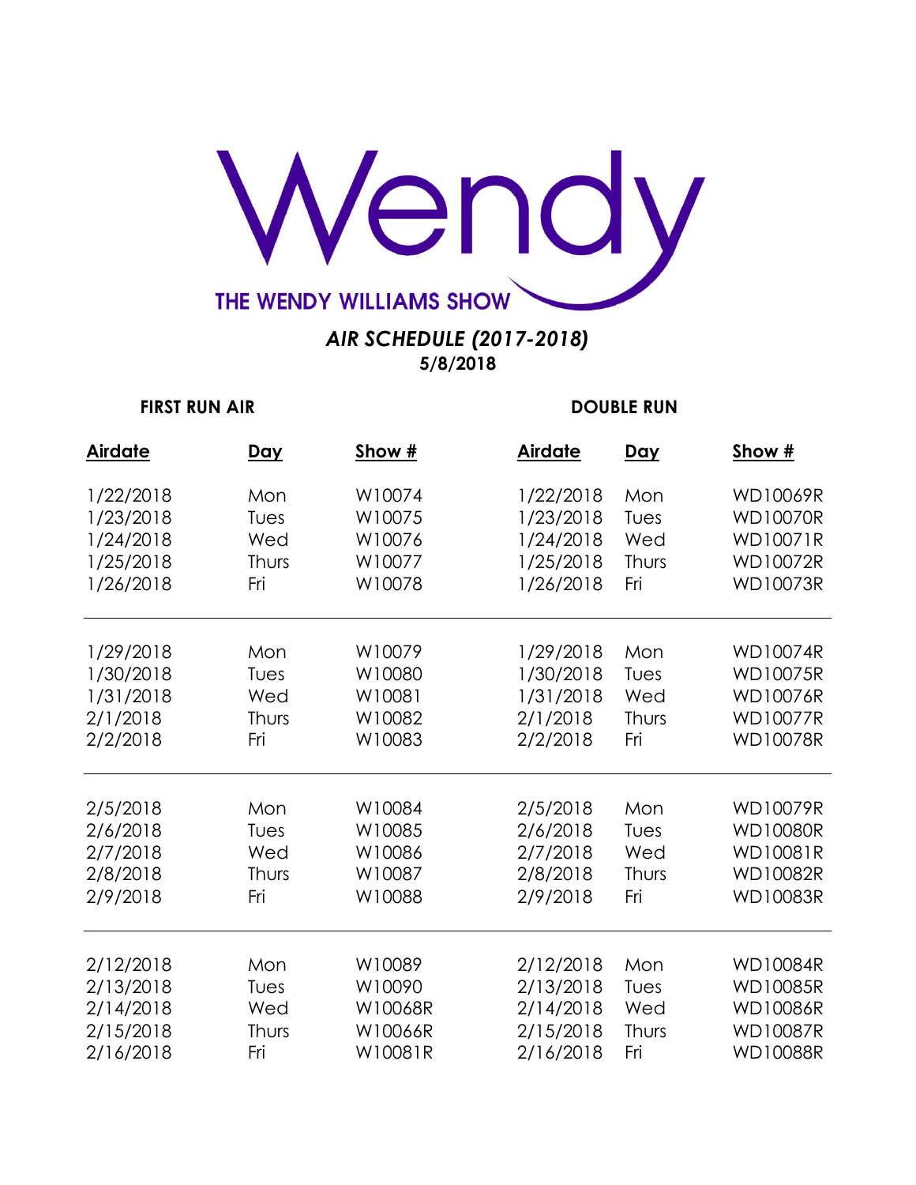# Wendy

THE WENDY WILLIAMS SHOW

## *AIR SCHEDULE (2017-2018)*

**5/8/2018**

| **FIRST RUN AIR** | | | **DOUBLE RUN** | | |
|---|---|---|---|---|---|
| **Airdate** | **Day** | **Show #** | **Airdate** | **Day** | **Show #** |
| 1/22/2018 | Mon | W10074 | 1/22/2018 | Mon | WD10069R |
| 1/23/2018 | Tues | W10075 | 1/23/2018 | Tues | WD10070R |
| 1/24/2018 | Wed | W10076 | 1/24/2018 | Wed | WD10071R |
| 1/25/2018 | Thurs | W10077 | 1/25/2018 | Thurs | WD10072R |
| 1/26/2018 | Fri | W10078 | 1/26/2018 | Fri | WD10073R |
| 1/29/2018 | Mon | W10079 | 1/29/2018 | Mon | WD10074R |
| 1/30/2018 | Tues | W10080 | 1/30/2018 | Tues | WD10075R |
| 1/31/2018 | Wed | W10081 | 1/31/2018 | Wed | WD10076R |
| 2/1/2018 | Thurs | W10082 | 2/1/2018 | Thurs | WD10077R |
| 2/2/2018 | Fri | W10083 | 2/2/2018 | Fri | WD10078R |
| 2/5/2018 | Mon | W10084 | 2/5/2018 | Mon | WD10079R |
| 2/6/2018 | Tues | W10085 | 2/6/2018 | Tues | WD10080R |
| 2/7/2018 | Wed | W10086 | 2/7/2018 | Wed | WD10081R |
| 2/8/2018 | Thurs | W10087 | 2/8/2018 | Thurs | WD10082R |
| 2/9/2018 | Fri | W10088 | 2/9/2018 | Fri | WD10083R |
| 2/12/2018 | Mon | W10089 | 2/12/2018 | Mon | WD10084R |
| 2/13/2018 | Tues | W10090 | 2/13/2018 | Tues | WD10085R |
| 2/14/2018 | Wed | W10068R | 2/14/2018 | Wed | WD10086R |
| 2/15/2018 | Thurs | W10066R | 2/15/2018 | Thurs | WD10087R |
| 2/16/2018 | Fri | W10081R | 2/16/2018 | Fri | WD10088R |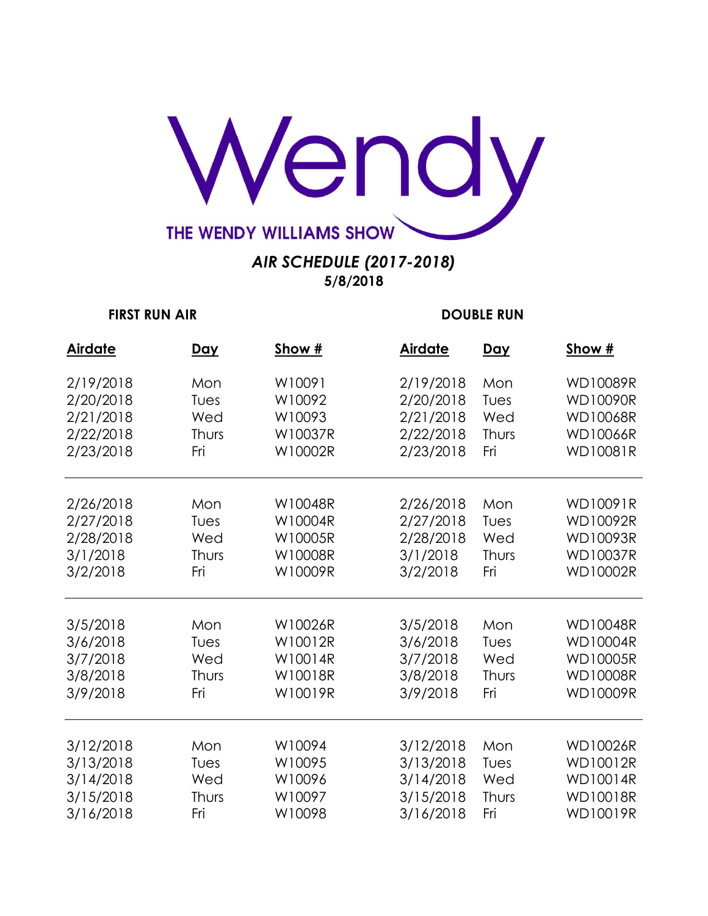# Wendy

## THE WENDY WILLIAMS SHOW

***AIR SCHEDULE (2017-2018)***
**5/8/2018**

| **FIRST RUN AIR** | | | **DOUBLE RUN** | | |
|---|---|---|---|---|---|
| **Airdate** | **Day** | **Show #** | **Airdate** | **Day** | **Show #** |
| 2/19/2018 | Mon | W10091 | 2/19/2018 | Mon | WD10089R |
| 2/20/2018 | Tues | W10092 | 2/20/2018 | Tues | WD10090R |
| 2/21/2018 | Wed | W10093 | 2/21/2018 | Wed | WD10068R |
| 2/22/2018 | Thurs | W10037R | 2/22/2018 | Thurs | WD10066R |
| 2/23/2018 | Fri | W10002R | 2/23/2018 | Fri | WD10081R |
| 2/26/2018 | Mon | W10048R | 2/26/2018 | Mon | WD10091R |
| 2/27/2018 | Tues | W10004R | 2/27/2018 | Tues | WD10092R |
| 2/28/2018 | Wed | W10005R | 2/28/2018 | Wed | WD10093R |
| 3/1/2018 | Thurs | W10008R | 3/1/2018 | Thurs | WD10037R |
| 3/2/2018 | Fri | W10009R | 3/2/2018 | Fri | WD10002R |
| 3/5/2018 | Mon | W10026R | 3/5/2018 | Mon | WD10048R |
| 3/6/2018 | Tues | W10012R | 3/6/2018 | Tues | WD10004R |
| 3/7/2018 | Wed | W10014R | 3/7/2018 | Wed | WD10005R |
| 3/8/2018 | Thurs | W10018R | 3/8/2018 | Thurs | WD10008R |
| 3/9/2018 | Fri | W10019R | 3/9/2018 | Fri | WD10009R |
| 3/12/2018 | Mon | W10094 | 3/12/2018 | Mon | WD10026R |
| 3/13/2018 | Tues | W10095 | 3/13/2018 | Tues | WD10012R |
| 3/14/2018 | Wed | W10096 | 3/14/2018 | Wed | WD10014R |
| 3/15/2018 | Thurs | W10097 | 3/15/2018 | Thurs | WD10018R |
| 3/16/2018 | Fri | W10098 | 3/16/2018 | Fri | WD10019R |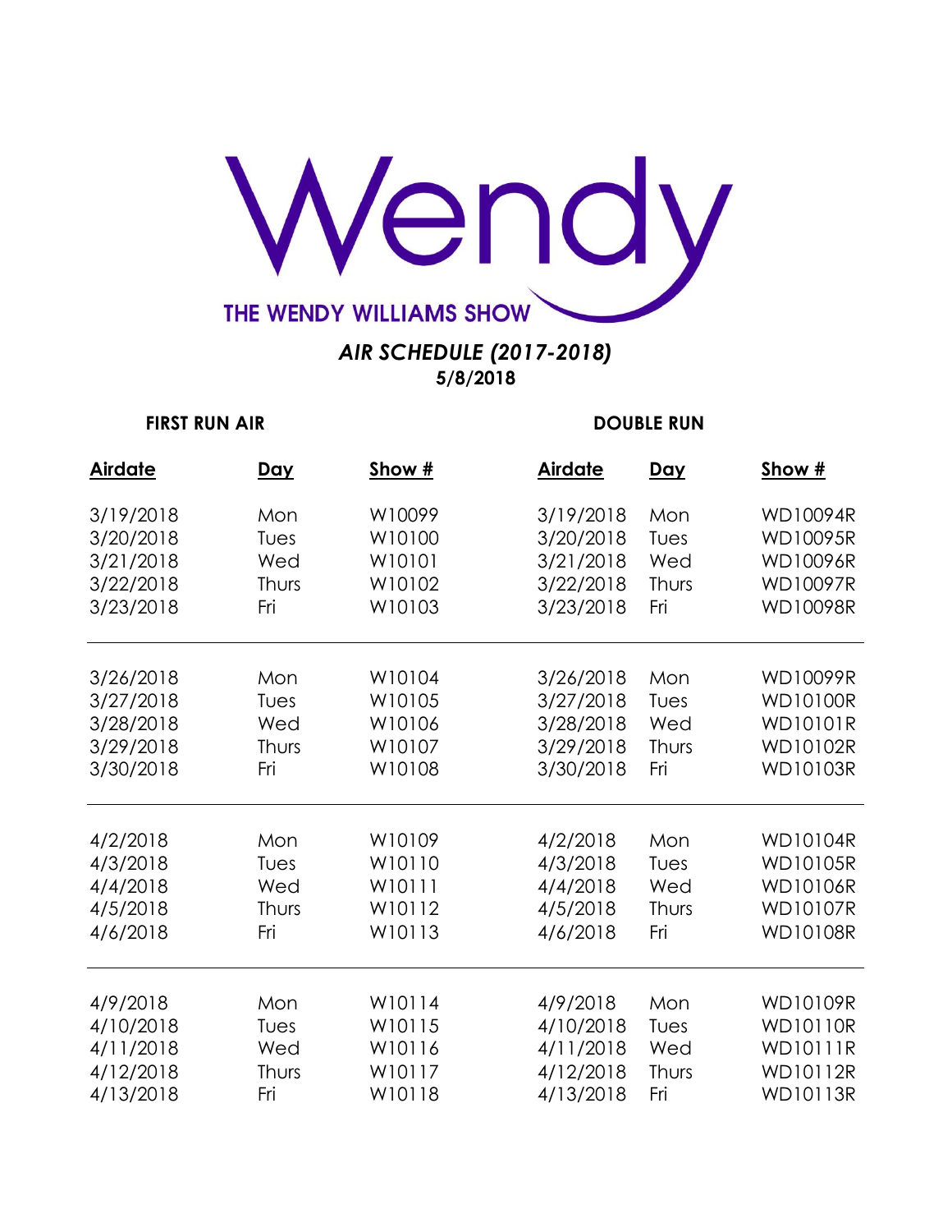# Wendy

THE WENDY WILLIAMS SHOW

***AIR SCHEDULE (2017-2018)***
**5/8/2018**

| **FIRST RUN AIR** | | | **DOUBLE RUN** | | |
|---|---|---|---|---|---|
| **Airdate** | **Day** | **Show #** | **Airdate** | **Day** | **Show #** |
| 3/19/2018 | Mon | W10099 | 3/19/2018 | Mon | WD10094R |
| 3/20/2018 | Tues | W10100 | 3/20/2018 | Tues | WD10095R |
| 3/21/2018 | Wed | W10101 | 3/21/2018 | Wed | WD10096R |
| 3/22/2018 | Thurs | W10102 | 3/22/2018 | Thurs | WD10097R |
| 3/23/2018 | Fri | W10103 | 3/23/2018 | Fri | WD10098R |
| 3/26/2018 | Mon | W10104 | 3/26/2018 | Mon | WD10099R |
| 3/27/2018 | Tues | W10105 | 3/27/2018 | Tues | WD10100R |
| 3/28/2018 | Wed | W10106 | 3/28/2018 | Wed | WD10101R |
| 3/29/2018 | Thurs | W10107 | 3/29/2018 | Thurs | WD10102R |
| 3/30/2018 | Fri | W10108 | 3/30/2018 | Fri | WD10103R |
| 4/2/2018 | Mon | W10109 | 4/2/2018 | Mon | WD10104R |
| 4/3/2018 | Tues | W10110 | 4/3/2018 | Tues | WD10105R |
| 4/4/2018 | Wed | W10111 | 4/4/2018 | Wed | WD10106R |
| 4/5/2018 | Thurs | W10112 | 4/5/2018 | Thurs | WD10107R |
| 4/6/2018 | Fri | W10113 | 4/6/2018 | Fri | WD10108R |
| 4/9/2018 | Mon | W10114 | 4/9/2018 | Mon | WD10109R |
| 4/10/2018 | Tues | W10115 | 4/10/2018 | Tues | WD10110R |
| 4/11/2018 | Wed | W10116 | 4/11/2018 | Wed | WD10111R |
| 4/12/2018 | Thurs | W10117 | 4/12/2018 | Thurs | WD10112R |
| 4/13/2018 | Fri | W10118 | 4/13/2018 | Fri | WD10113R |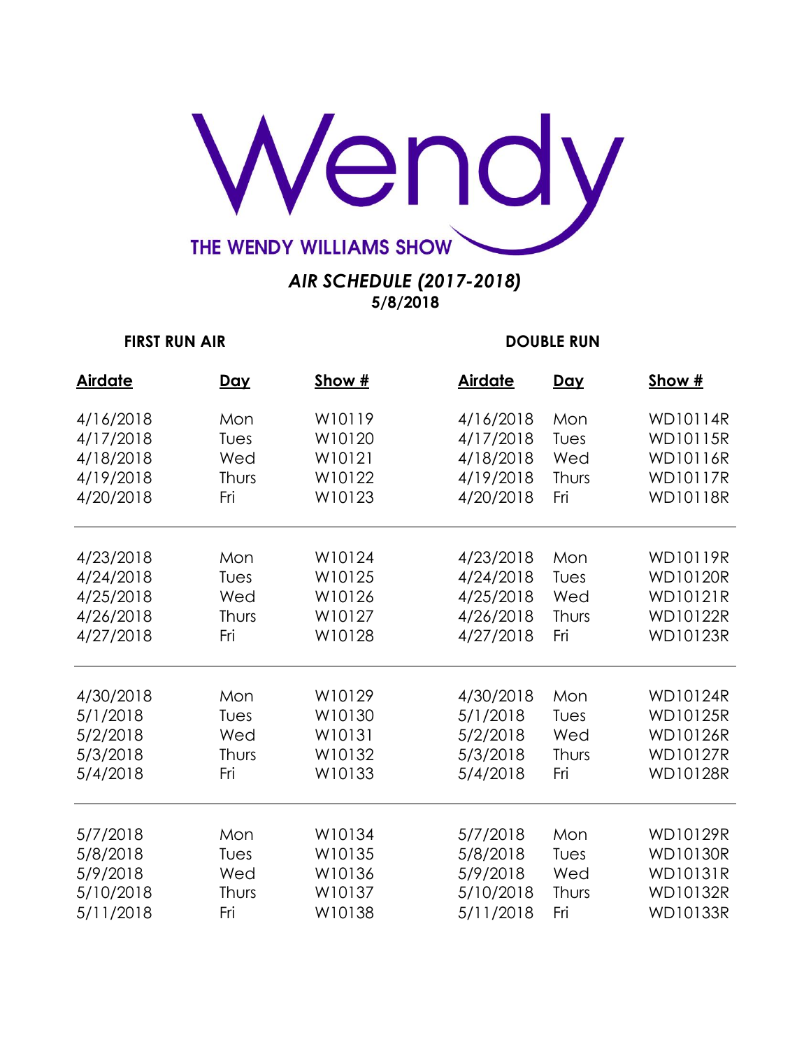# Wendy

THE WENDY WILLIAMS SHOW

***AIR SCHEDULE (2017-2018)***
**5/8/2018**

| FIRST RUN AIR | | | DOUBLE RUN | | |
|---|---|---|---|---|---|
| **Airdate** | **Day** | **Show #** | **Airdate** | **Day** | **Show #** |
| 4/16/2018 | Mon | W10119 | 4/16/2018 | Mon | WD10114R |
| 4/17/2018 | Tues | W10120 | 4/17/2018 | Tues | WD10115R |
| 4/18/2018 | Wed | W10121 | 4/18/2018 | Wed | WD10116R |
| 4/19/2018 | Thurs | W10122 | 4/19/2018 | Thurs | WD10117R |
| 4/20/2018 | Fri | W10123 | 4/20/2018 | Fri | WD10118R |
| 4/23/2018 | Mon | W10124 | 4/23/2018 | Mon | WD10119R |
| 4/24/2018 | Tues | W10125 | 4/24/2018 | Tues | WD10120R |
| 4/25/2018 | Wed | W10126 | 4/25/2018 | Wed | WD10121R |
| 4/26/2018 | Thurs | W10127 | 4/26/2018 | Thurs | WD10122R |
| 4/27/2018 | Fri | W10128 | 4/27/2018 | Fri | WD10123R |
| 4/30/2018 | Mon | W10129 | 4/30/2018 | Mon | WD10124R |
| 5/1/2018 | Tues | W10130 | 5/1/2018 | Tues | WD10125R |
| 5/2/2018 | Wed | W10131 | 5/2/2018 | Wed | WD10126R |
| 5/3/2018 | Thurs | W10132 | 5/3/2018 | Thurs | WD10127R |
| 5/4/2018 | Fri | W10133 | 5/4/2018 | Fri | WD10128R |
| 5/7/2018 | Mon | W10134 | 5/7/2018 | Mon | WD10129R |
| 5/8/2018 | Tues | W10135 | 5/8/2018 | Tues | WD10130R |
| 5/9/2018 | Wed | W10136 | 5/9/2018 | Wed | WD10131R |
| 5/10/2018 | Thurs | W10137 | 5/10/2018 | Thurs | WD10132R |
| 5/11/2018 | Fri | W10138 | 5/11/2018 | Fri | WD10133R |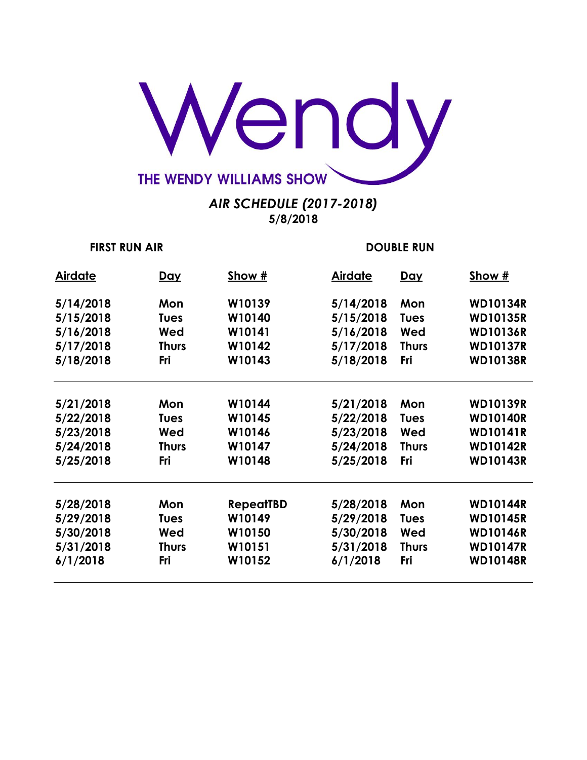# Wendy

THE WENDY WILLIAMS SHOW

*AIR SCHEDULE (2017-2018)*
**5/8/2018**

| FIRST RUN AIR | | | DOUBLE RUN | | |
|---|---|---|---|---|---|
| **Airdate** | **Day** | **Show #** | **Airdate** | **Day** | **Show #** |
| 5/14/2018 | Mon | W10139 | 5/14/2018 | Mon | WD10134R |
| 5/15/2018 | Tues | W10140 | 5/15/2018 | Tues | WD10135R |
| 5/16/2018 | Wed | W10141 | 5/16/2018 | Wed | WD10136R |
| 5/17/2018 | Thurs | W10142 | 5/17/2018 | Thurs | WD10137R |
| 5/18/2018 | Fri | W10143 | 5/18/2018 | Fri | WD10138R |
| 5/21/2018 | Mon | W10144 | 5/21/2018 | Mon | WD10139R |
| 5/22/2018 | Tues | W10145 | 5/22/2018 | Tues | WD10140R |
| 5/23/2018 | Wed | W10146 | 5/23/2018 | Wed | WD10141R |
| 5/24/2018 | Thurs | W10147 | 5/24/2018 | Thurs | WD10142R |
| 5/25/2018 | Fri | W10148 | 5/25/2018 | Fri | WD10143R |
| 5/28/2018 | Mon | RepeatTBD | 5/28/2018 | Mon | WD10144R |
| 5/29/2018 | Tues | W10149 | 5/29/2018 | Tues | WD10145R |
| 5/30/2018 | Wed | W10150 | 5/30/2018 | Wed | WD10146R |
| 5/31/2018 | Thurs | W10151 | 5/31/2018 | Thurs | WD10147R |
| 6/1/2018 | Fri | W10152 | 6/1/2018 | Fri | WD10148R |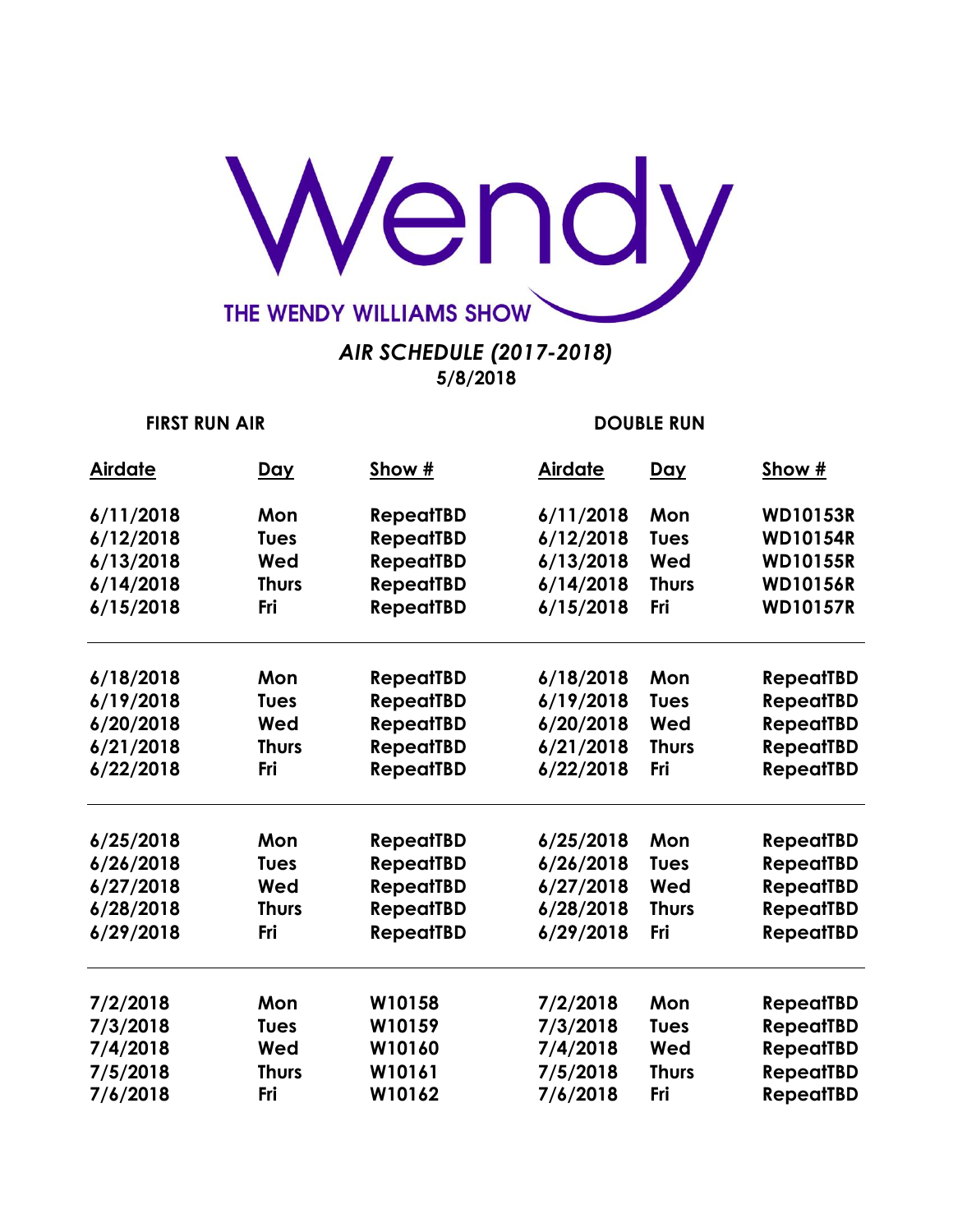# Wendy

THE WENDY WILLIAMS SHOW

*AIR SCHEDULE (2017-2018)*

**5/8/2018**

| FIRST RUN AIR | | | DOUBLE RUN | | |
|---|---|---|---|---|---|
| Airdate | Day | Show # | Airdate | Day | Show # |
| 6/11/2018 | Mon | RepeatTBD | 6/11/2018 | Mon | WD10153R |
| 6/12/2018 | Tues | RepeatTBD | 6/12/2018 | Tues | WD10154R |
| 6/13/2018 | Wed | RepeatTBD | 6/13/2018 | Wed | WD10155R |
| 6/14/2018 | Thurs | RepeatTBD | 6/14/2018 | Thurs | WD10156R |
| 6/15/2018 | Fri | RepeatTBD | 6/15/2018 | Fri | WD10157R |
| 6/18/2018 | Mon | RepeatTBD | 6/18/2018 | Mon | RepeatTBD |
| 6/19/2018 | Tues | RepeatTBD | 6/19/2018 | Tues | RepeatTBD |
| 6/20/2018 | Wed | RepeatTBD | 6/20/2018 | Wed | RepeatTBD |
| 6/21/2018 | Thurs | RepeatTBD | 6/21/2018 | Thurs | RepeatTBD |
| 6/22/2018 | Fri | RepeatTBD | 6/22/2018 | Fri | RepeatTBD |
| 6/25/2018 | Mon | RepeatTBD | 6/25/2018 | Mon | RepeatTBD |
| 6/26/2018 | Tues | RepeatTBD | 6/26/2018 | Tues | RepeatTBD |
| 6/27/2018 | Wed | RepeatTBD | 6/27/2018 | Wed | RepeatTBD |
| 6/28/2018 | Thurs | RepeatTBD | 6/28/2018 | Thurs | RepeatTBD |
| 6/29/2018 | Fri | RepeatTBD | 6/29/2018 | Fri | RepeatTBD |
| 7/2/2018 | Mon | W10158 | 7/2/2018 | Mon | RepeatTBD |
| 7/3/2018 | Tues | W10159 | 7/3/2018 | Tues | RepeatTBD |
| 7/4/2018 | Wed | W10160 | 7/4/2018 | Wed | RepeatTBD |
| 7/5/2018 | Thurs | W10161 | 7/5/2018 | Thurs | RepeatTBD |
| 7/6/2018 | Fri | W10162 | 7/6/2018 | Fri | RepeatTBD |